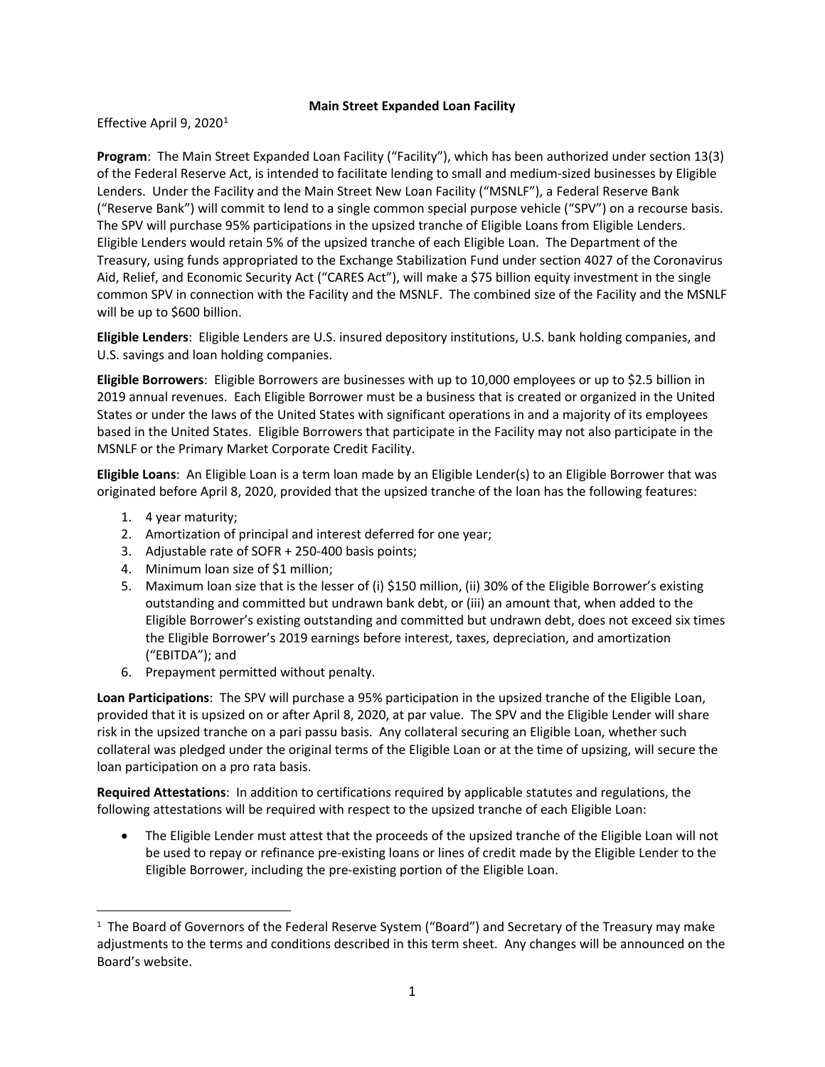# Main Street Expanded Loan Facility

Effective April 9, 2020[1]

**Program**: The Main Street Expanded Loan Facility ("Facility"), which has been authorized under section 13(3) of the Federal Reserve Act, is intended to facilitate lending to small and medium-sized businesses by Eligible Lenders. Under the Facility and the Main Street New Loan Facility ("MSNLF"), a Federal Reserve Bank ("Reserve Bank") will commit to lend to a single common special purpose vehicle ("SPV") on a recourse basis. The SPV will purchase 95% participations in the upsized tranche of Eligible Loans from Eligible Lenders. Eligible Lenders would retain 5% of the upsized tranche of each Eligible Loan. The Department of the Treasury, using funds appropriated to the Exchange Stabilization Fund under section 4027 of the Coronavirus Aid, Relief, and Economic Security Act ("CARES Act"), will make a $75 billion equity investment in the single common SPV in connection with the Facility and the MSNLF. The combined size of the Facility and the MSNLF will be up to $600 billion.

**Eligible Lenders**: Eligible Lenders are U.S. insured depository institutions, U.S. bank holding companies, and U.S. savings and loan holding companies.

**Eligible Borrowers**: Eligible Borrowers are businesses with up to 10,000 employees or up to $2.5 billion in 2019 annual revenues. Each Eligible Borrower must be a business that is created or organized in the United States or under the laws of the United States with significant operations in and a majority of its employees based in the United States. Eligible Borrowers that participate in the Facility may not also participate in the MSNLF or the Primary Market Corporate Credit Facility.

**Eligible Loans**: An Eligible Loan is a term loan made by an Eligible Lender(s) to an Eligible Borrower that was originated before April 8, 2020, provided that the upsized tranche of the loan has the following features:

1. 4 year maturity;
2. Amortization of principal and interest deferred for one year;
3. Adjustable rate of SOFR + 250-400 basis points;
4. Minimum loan size of $1 million;
5. Maximum loan size that is the lesser of (i) $150 million, (ii) 30% of the Eligible Borrower's existing outstanding and committed but undrawn bank debt, or (iii) an amount that, when added to the Eligible Borrower's existing outstanding and committed but undrawn debt, does not exceed six times the Eligible Borrower's 2019 earnings before interest, taxes, depreciation, and amortization ("EBITDA"); and
6. Prepayment permitted without penalty.

**Loan Participations**: The SPV will purchase a 95% participation in the upsized tranche of the Eligible Loan, provided that it is upsized on or after April 8, 2020, at par value. The SPV and the Eligible Lender will share risk in the upsized tranche on a pari passu basis. Any collateral securing an Eligible Loan, whether such collateral was pledged under the original terms of the Eligible Loan or at the time of upsizing, will secure the loan participation on a pro rata basis.

**Required Attestations**: In addition to certifications required by applicable statutes and regulations, the following attestations will be required with respect to the upsized tranche of each Eligible Loan:

- The Eligible Lender must attest that the proceeds of the upsized tranche of the Eligible Loan will not be used to repay or refinance pre-existing loans or lines of credit made by the Eligible Lender to the Eligible Borrower, including the pre-existing portion of the Eligible Loan.

[1] The Board of Governors of the Federal Reserve System ("Board") and Secretary of the Treasury may make adjustments to the terms and conditions described in this term sheet. Any changes will be announced on the Board's website.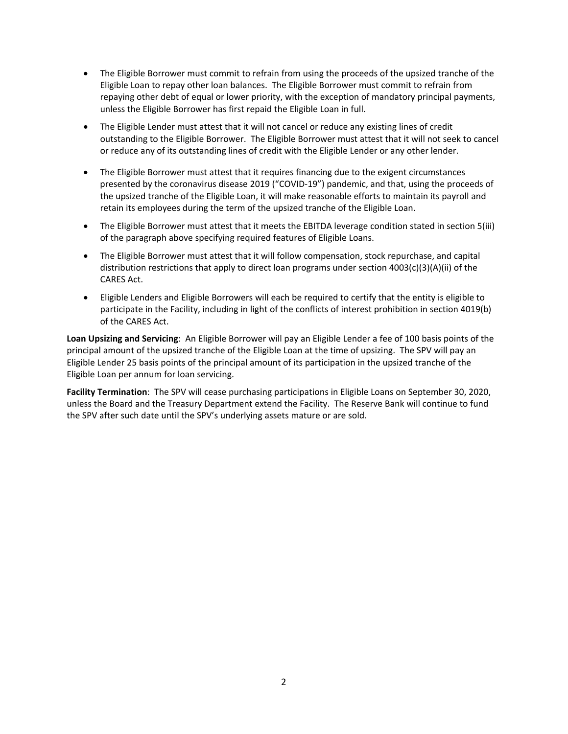- The Eligible Borrower must commit to refrain from using the proceeds of the upsized tranche of the Eligible Loan to repay other loan balances. The Eligible Borrower must commit to refrain from repaying other debt of equal or lower priority, with the exception of mandatory principal payments, unless the Eligible Borrower has first repaid the Eligible Loan in full.

- The Eligible Lender must attest that it will not cancel or reduce any existing lines of credit outstanding to the Eligible Borrower. The Eligible Borrower must attest that it will not seek to cancel or reduce any of its outstanding lines of credit with the Eligible Lender or any other lender.

- The Eligible Borrower must attest that it requires financing due to the exigent circumstances presented by the coronavirus disease 2019 ("COVID-19") pandemic, and that, using the proceeds of the upsized tranche of the Eligible Loan, it will make reasonable efforts to maintain its payroll and retain its employees during the term of the upsized tranche of the Eligible Loan.

- The Eligible Borrower must attest that it meets the EBITDA leverage condition stated in section 5(iii) of the paragraph above specifying required features of Eligible Loans.

- The Eligible Borrower must attest that it will follow compensation, stock repurchase, and capital distribution restrictions that apply to direct loan programs under section 4003(c)(3)(A)(ii) of the CARES Act.

- Eligible Lenders and Eligible Borrowers will each be required to certify that the entity is eligible to participate in the Facility, including in light of the conflicts of interest prohibition in section 4019(b) of the CARES Act.

**Loan Upsizing and Servicing**: An Eligible Borrower will pay an Eligible Lender a fee of 100 basis points of the principal amount of the upsized tranche of the Eligible Loan at the time of upsizing. The SPV will pay an Eligible Lender 25 basis points of the principal amount of its participation in the upsized tranche of the Eligible Loan per annum for loan servicing.

**Facility Termination**: The SPV will cease purchasing participations in Eligible Loans on September 30, 2020, unless the Board and the Treasury Department extend the Facility. The Reserve Bank will continue to fund the SPV after such date until the SPV's underlying assets mature or are sold.